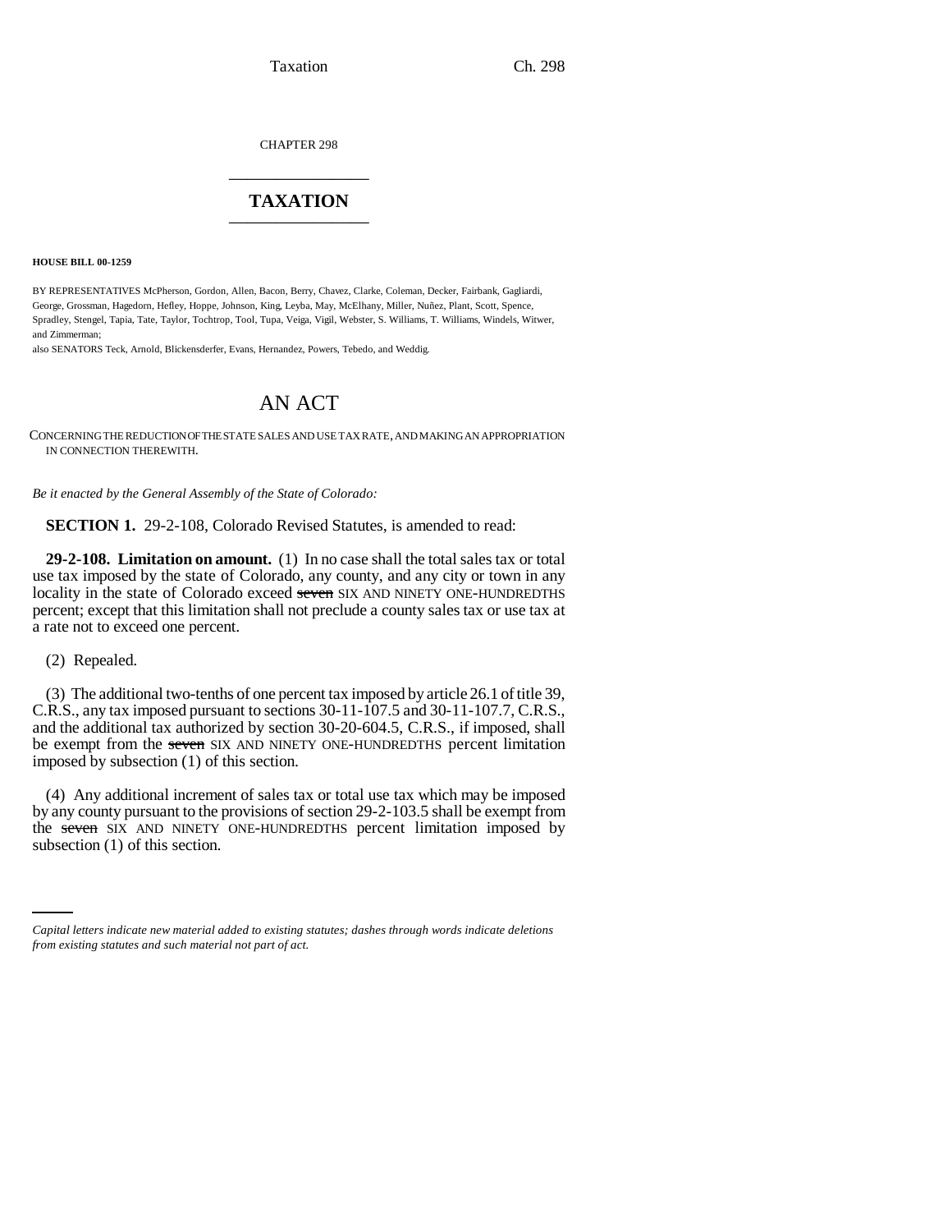CHAPTER 298

# TAXATION

**HOUSE BILL 00-1259**

BY REPRESENTATIVES McPherson, Gordon, Allen, Bacon, Berry, Chavez, Clarke, Coleman, Decker, Fairbank, Gagliardi, George, Grossman, Hagedorn, Hefley, Hoppe, Johnson, King, Leyba, May, McElhany, Miller, Nuñez, Plant, Scott, Spence, Spradley, Stengel, Tapia, Tate, Taylor, Tochtrop, Tool, Tupa, Veiga, Vigil, Webster, S. Williams, T. Williams, Windels, Witwer, and Zimmerman;

also SENATORS Teck, Arnold, Blickensderfer, Evans, Hernandez, Powers, Tebedo, and Weddig.

# AN ACT

CONCERNING THE REDUCTION OF THE STATE SALES AND USE TAX RATE, AND MAKING AN APPROPRIATION IN CONNECTION THEREWITH.

*Be it enacted by the General Assembly of the State of Colorado:*

**SECTION 1.** 29-2-108, Colorado Revised Statutes, is amended to read:

**29-2-108. Limitation on amount.** (1) In no case shall the total sales tax or total use tax imposed by the state of Colorado, any county, and any city or town in any locality in the state of Colorado exceed ~~seven~~ SIX AND NINETY ONE-HUNDREDTHS percent; except that this limitation shall not preclude a county sales tax or use tax at a rate not to exceed one percent.

(2) Repealed.

(3) The additional two-tenths of one percent tax imposed by article 26.1 of title 39, C.R.S., any tax imposed pursuant to sections 30-11-107.5 and 30-11-107.7, C.R.S., and the additional tax authorized by section 30-20-604.5, C.R.S., if imposed, shall be exempt from the ~~seven~~ SIX AND NINETY ONE-HUNDREDTHS percent limitation imposed by subsection (1) of this section.

(4) Any additional increment of sales tax or total use tax which may be imposed by any county pursuant to the provisions of section 29-2-103.5 shall be exempt from the ~~seven~~ SIX AND NINETY ONE-HUNDREDTHS percent limitation imposed by subsection (1) of this section.

*Capital letters indicate new material added to existing statutes; dashes through words indicate deletions from existing statutes and such material not part of act.*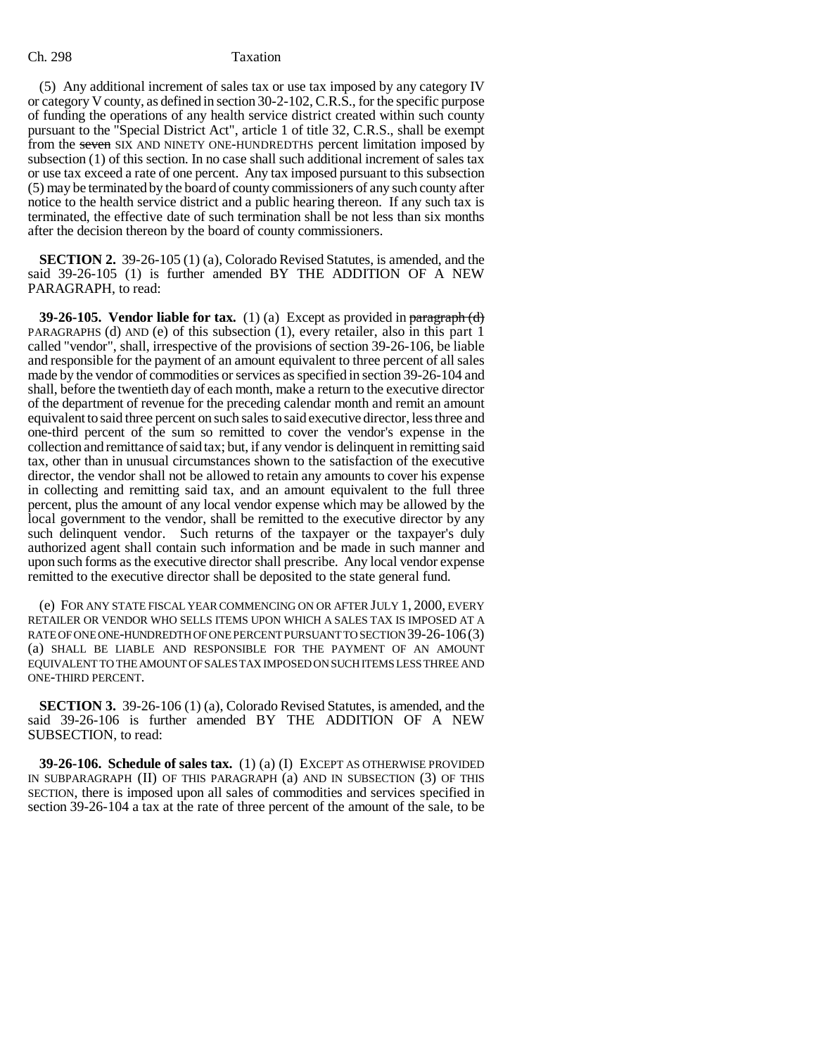(5) Any additional increment of sales tax or use tax imposed by any category IV or category V county, as defined in section 30-2-102, C.R.S., for the specific purpose of funding the operations of any health service district created within such county pursuant to the "Special District Act", article 1 of title 32, C.R.S., shall be exempt from the ~~seven~~ SIX AND NINETY ONE-HUNDREDTHS percent limitation imposed by subsection (1) of this section. In no case shall such additional increment of sales tax or use tax exceed a rate of one percent. Any tax imposed pursuant to this subsection (5) may be terminated by the board of county commissioners of any such county after notice to the health service district and a public hearing thereon. If any such tax is terminated, the effective date of such termination shall be not less than six months after the decision thereon by the board of county commissioners.

**SECTION 2.** 39-26-105 (1) (a), Colorado Revised Statutes, is amended, and the said 39-26-105 (1) is further amended BY THE ADDITION OF A NEW PARAGRAPH, to read:

**39-26-105. Vendor liable for tax.** (1) (a) Except as provided in ~~paragraph (d)~~ PARAGRAPHS (d) AND (e) of this subsection (1), every retailer, also in this part 1 called "vendor", shall, irrespective of the provisions of section 39-26-106, be liable and responsible for the payment of an amount equivalent to three percent of all sales made by the vendor of commodities or services as specified in section 39-26-104 and shall, before the twentieth day of each month, make a return to the executive director of the department of revenue for the preceding calendar month and remit an amount equivalent to said three percent on such sales to said executive director, less three and one-third percent of the sum so remitted to cover the vendor's expense in the collection and remittance of said tax; but, if any vendor is delinquent in remitting said tax, other than in unusual circumstances shown to the satisfaction of the executive director, the vendor shall not be allowed to retain any amounts to cover his expense in collecting and remitting said tax, and an amount equivalent to the full three percent, plus the amount of any local vendor expense which may be allowed by the local government to the vendor, shall be remitted to the executive director by any such delinquent vendor. Such returns of the taxpayer or the taxpayer's duly authorized agent shall contain such information and be made in such manner and upon such forms as the executive director shall prescribe. Any local vendor expense remitted to the executive director shall be deposited to the state general fund.

(e) FOR ANY STATE FISCAL YEAR COMMENCING ON OR AFTER JULY 1, 2000, EVERY RETAILER OR VENDOR WHO SELLS ITEMS UPON WHICH A SALES TAX IS IMPOSED AT A RATE OF ONE ONE-HUNDREDTH OF ONE PERCENT PURSUANT TO SECTION 39-26-106 (3) (a) SHALL BE LIABLE AND RESPONSIBLE FOR THE PAYMENT OF AN AMOUNT EQUIVALENT TO THE AMOUNT OF SALES TAX IMPOSED ON SUCH ITEMS LESS THREE AND ONE-THIRD PERCENT.

**SECTION 3.** 39-26-106 (1) (a), Colorado Revised Statutes, is amended, and the said 39-26-106 is further amended BY THE ADDITION OF A NEW SUBSECTION, to read:

**39-26-106. Schedule of sales tax.** (1) (a) (I) EXCEPT AS OTHERWISE PROVIDED IN SUBPARAGRAPH (II) OF THIS PARAGRAPH (a) AND IN SUBSECTION (3) OF THIS SECTION, there is imposed upon all sales of commodities and services specified in section 39-26-104 a tax at the rate of three percent of the amount of the sale, to be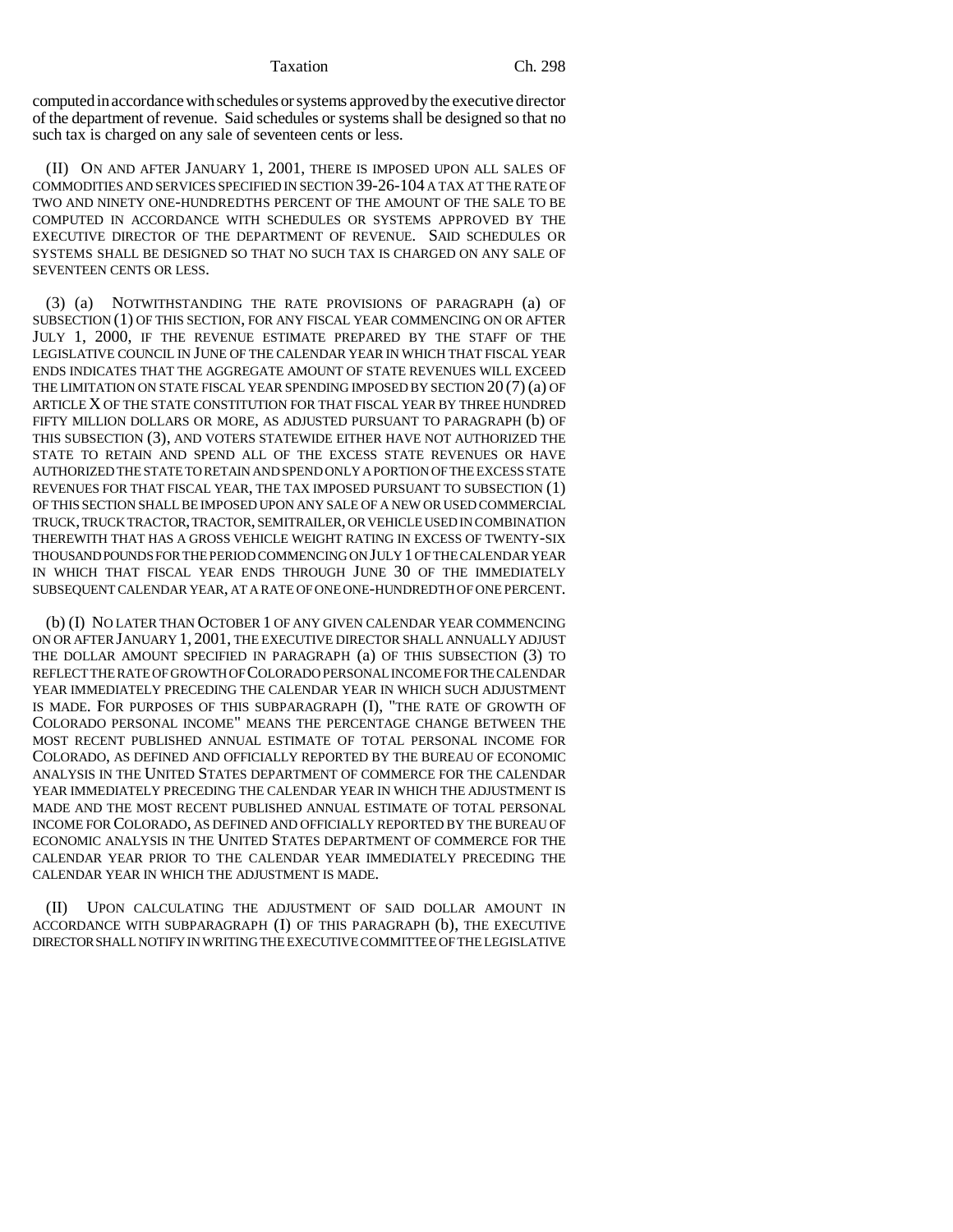computed in accordance with schedules or systems approved by the executive director of the department of revenue. Said schedules or systems shall be designed so that no such tax is charged on any sale of seventeen cents or less.

(II) ON AND AFTER JANUARY 1, 2001, THERE IS IMPOSED UPON ALL SALES OF COMMODITIES AND SERVICES SPECIFIED IN SECTION 39-26-104 A TAX AT THE RATE OF TWO AND NINETY ONE-HUNDREDTHS PERCENT OF THE AMOUNT OF THE SALE TO BE COMPUTED IN ACCORDANCE WITH SCHEDULES OR SYSTEMS APPROVED BY THE EXECUTIVE DIRECTOR OF THE DEPARTMENT OF REVENUE. SAID SCHEDULES OR SYSTEMS SHALL BE DESIGNED SO THAT NO SUCH TAX IS CHARGED ON ANY SALE OF SEVENTEEN CENTS OR LESS.

(3) (a) NOTWITHSTANDING THE RATE PROVISIONS OF PARAGRAPH (a) OF SUBSECTION (1) OF THIS SECTION, FOR ANY FISCAL YEAR COMMENCING ON OR AFTER JULY 1, 2000, IF THE REVENUE ESTIMATE PREPARED BY THE STAFF OF THE LEGISLATIVE COUNCIL IN JUNE OF THE CALENDAR YEAR IN WHICH THAT FISCAL YEAR ENDS INDICATES THAT THE AGGREGATE AMOUNT OF STATE REVENUES WILL EXCEED THE LIMITATION ON STATE FISCAL YEAR SPENDING IMPOSED BY SECTION 20 (7) (a) OF ARTICLE X OF THE STATE CONSTITUTION FOR THAT FISCAL YEAR BY THREE HUNDRED FIFTY MILLION DOLLARS OR MORE, AS ADJUSTED PURSUANT TO PARAGRAPH (b) OF THIS SUBSECTION (3), AND VOTERS STATEWIDE EITHER HAVE NOT AUTHORIZED THE STATE TO RETAIN AND SPEND ALL OF THE EXCESS STATE REVENUES OR HAVE AUTHORIZED THE STATE TO RETAIN AND SPEND ONLY A PORTION OF THE EXCESS STATE REVENUES FOR THAT FISCAL YEAR, THE TAX IMPOSED PURSUANT TO SUBSECTION (1) OF THIS SECTION SHALL BE IMPOSED UPON ANY SALE OF A NEW OR USED COMMERCIAL TRUCK, TRUCK TRACTOR, TRACTOR, SEMITRAILER, OR VEHICLE USED IN COMBINATION THEREWITH THAT HAS A GROSS VEHICLE WEIGHT RATING IN EXCESS OF TWENTY-SIX THOUSAND POUNDS FOR THE PERIOD COMMENCING ON JULY 1 OF THE CALENDAR YEAR IN WHICH THAT FISCAL YEAR ENDS THROUGH JUNE 30 OF THE IMMEDIATELY SUBSEQUENT CALENDAR YEAR, AT A RATE OF ONE ONE-HUNDREDTH OF ONE PERCENT.

(b) (I) NO LATER THAN OCTOBER 1 OF ANY GIVEN CALENDAR YEAR COMMENCING ON OR AFTER JANUARY 1, 2001, THE EXECUTIVE DIRECTOR SHALL ANNUALLY ADJUST THE DOLLAR AMOUNT SPECIFIED IN PARAGRAPH (a) OF THIS SUBSECTION (3) TO REFLECT THE RATE OF GROWTH OF COLORADO PERSONAL INCOME FOR THE CALENDAR YEAR IMMEDIATELY PRECEDING THE CALENDAR YEAR IN WHICH SUCH ADJUSTMENT IS MADE. FOR PURPOSES OF THIS SUBPARAGRAPH (I), "THE RATE OF GROWTH OF COLORADO PERSONAL INCOME" MEANS THE PERCENTAGE CHANGE BETWEEN THE MOST RECENT PUBLISHED ANNUAL ESTIMATE OF TOTAL PERSONAL INCOME FOR COLORADO, AS DEFINED AND OFFICIALLY REPORTED BY THE BUREAU OF ECONOMIC ANALYSIS IN THE UNITED STATES DEPARTMENT OF COMMERCE FOR THE CALENDAR YEAR IMMEDIATELY PRECEDING THE CALENDAR YEAR IN WHICH THE ADJUSTMENT IS MADE AND THE MOST RECENT PUBLISHED ANNUAL ESTIMATE OF TOTAL PERSONAL INCOME FOR COLORADO, AS DEFINED AND OFFICIALLY REPORTED BY THE BUREAU OF ECONOMIC ANALYSIS IN THE UNITED STATES DEPARTMENT OF COMMERCE FOR THE CALENDAR YEAR PRIOR TO THE CALENDAR YEAR IMMEDIATELY PRECEDING THE CALENDAR YEAR IN WHICH THE ADJUSTMENT IS MADE.

(II) UPON CALCULATING THE ADJUSTMENT OF SAID DOLLAR AMOUNT IN ACCORDANCE WITH SUBPARAGRAPH (I) OF THIS PARAGRAPH (b), THE EXECUTIVE DIRECTOR SHALL NOTIFY IN WRITING THE EXECUTIVE COMMITTEE OF THE LEGISLATIVE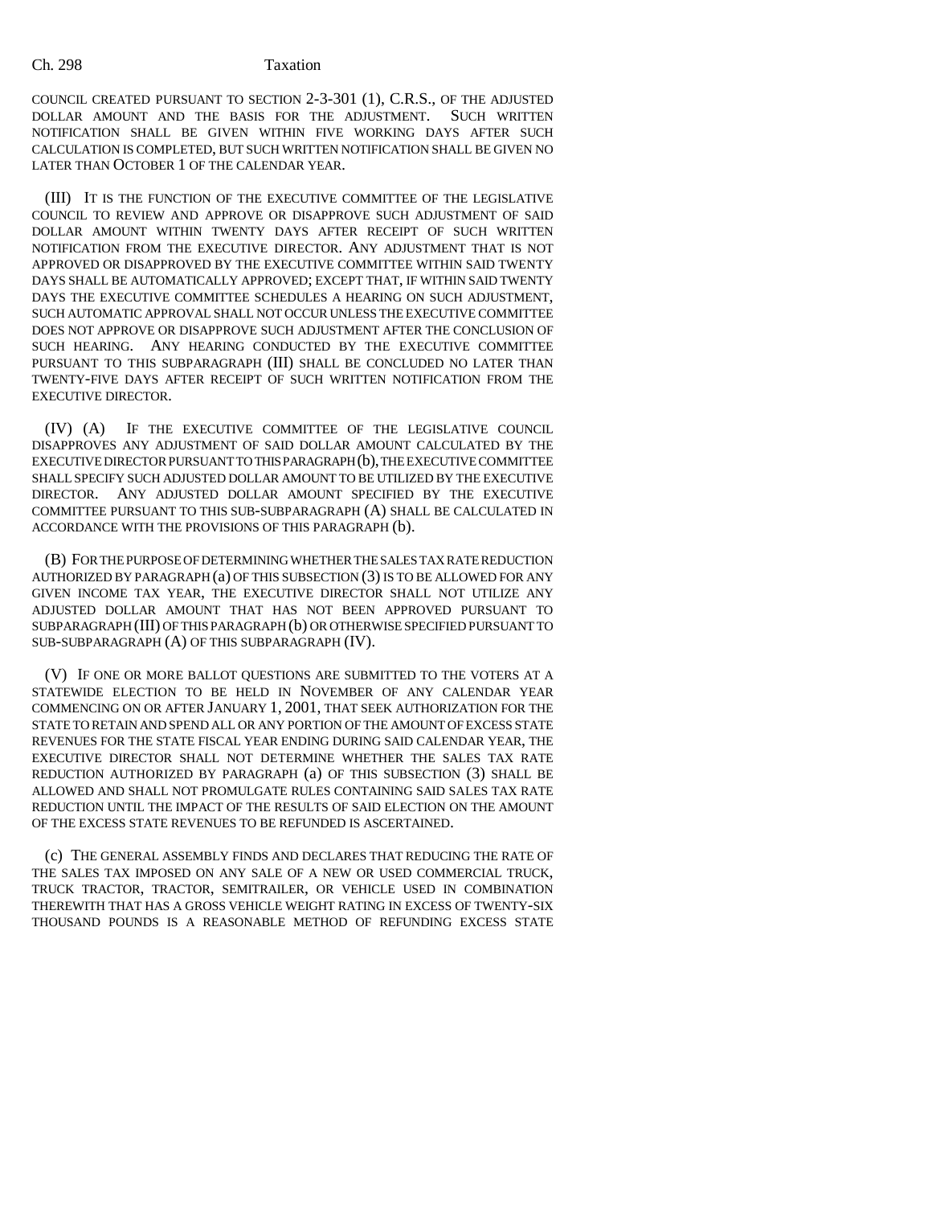COUNCIL CREATED PURSUANT TO SECTION 2-3-301 (1), C.R.S., OF THE ADJUSTED DOLLAR AMOUNT AND THE BASIS FOR THE ADJUSTMENT. SUCH WRITTEN NOTIFICATION SHALL BE GIVEN WITHIN FIVE WORKING DAYS AFTER SUCH CALCULATION IS COMPLETED, BUT SUCH WRITTEN NOTIFICATION SHALL BE GIVEN NO LATER THAN OCTOBER 1 OF THE CALENDAR YEAR.

(III) IT IS THE FUNCTION OF THE EXECUTIVE COMMITTEE OF THE LEGISLATIVE COUNCIL TO REVIEW AND APPROVE OR DISAPPROVE SUCH ADJUSTMENT OF SAID DOLLAR AMOUNT WITHIN TWENTY DAYS AFTER RECEIPT OF SUCH WRITTEN NOTIFICATION FROM THE EXECUTIVE DIRECTOR. ANY ADJUSTMENT THAT IS NOT APPROVED OR DISAPPROVED BY THE EXECUTIVE COMMITTEE WITHIN SAID TWENTY DAYS SHALL BE AUTOMATICALLY APPROVED; EXCEPT THAT, IF WITHIN SAID TWENTY DAYS THE EXECUTIVE COMMITTEE SCHEDULES A HEARING ON SUCH ADJUSTMENT, SUCH AUTOMATIC APPROVAL SHALL NOT OCCUR UNLESS THE EXECUTIVE COMMITTEE DOES NOT APPROVE OR DISAPPROVE SUCH ADJUSTMENT AFTER THE CONCLUSION OF SUCH HEARING. ANY HEARING CONDUCTED BY THE EXECUTIVE COMMITTEE PURSUANT TO THIS SUBPARAGRAPH (III) SHALL BE CONCLUDED NO LATER THAN TWENTY-FIVE DAYS AFTER RECEIPT OF SUCH WRITTEN NOTIFICATION FROM THE EXECUTIVE DIRECTOR.

(IV) (A) IF THE EXECUTIVE COMMITTEE OF THE LEGISLATIVE COUNCIL DISAPPROVES ANY ADJUSTMENT OF SAID DOLLAR AMOUNT CALCULATED BY THE EXECUTIVE DIRECTOR PURSUANT TO THIS PARAGRAPH (b), THE EXECUTIVE COMMITTEE SHALL SPECIFY SUCH ADJUSTED DOLLAR AMOUNT TO BE UTILIZED BY THE EXECUTIVE DIRECTOR. ANY ADJUSTED DOLLAR AMOUNT SPECIFIED BY THE EXECUTIVE COMMITTEE PURSUANT TO THIS SUB-SUBPARAGRAPH (A) SHALL BE CALCULATED IN ACCORDANCE WITH THE PROVISIONS OF THIS PARAGRAPH (b).

(B) FOR THE PURPOSE OF DETERMINING WHETHER THE SALES TAX RATE REDUCTION AUTHORIZED BY PARAGRAPH (a) OF THIS SUBSECTION (3) IS TO BE ALLOWED FOR ANY GIVEN INCOME TAX YEAR, THE EXECUTIVE DIRECTOR SHALL NOT UTILIZE ANY ADJUSTED DOLLAR AMOUNT THAT HAS NOT BEEN APPROVED PURSUANT TO SUBPARAGRAPH (III) OF THIS PARAGRAPH (b) OR OTHERWISE SPECIFIED PURSUANT TO SUB-SUBPARAGRAPH (A) OF THIS SUBPARAGRAPH (IV).

(V) IF ONE OR MORE BALLOT QUESTIONS ARE SUBMITTED TO THE VOTERS AT A STATEWIDE ELECTION TO BE HELD IN NOVEMBER OF ANY CALENDAR YEAR COMMENCING ON OR AFTER JANUARY 1, 2001, THAT SEEK AUTHORIZATION FOR THE STATE TO RETAIN AND SPEND ALL OR ANY PORTION OF THE AMOUNT OF EXCESS STATE REVENUES FOR THE STATE FISCAL YEAR ENDING DURING SAID CALENDAR YEAR, THE EXECUTIVE DIRECTOR SHALL NOT DETERMINE WHETHER THE SALES TAX RATE REDUCTION AUTHORIZED BY PARAGRAPH (a) OF THIS SUBSECTION (3) SHALL BE ALLOWED AND SHALL NOT PROMULGATE RULES CONTAINING SAID SALES TAX RATE REDUCTION UNTIL THE IMPACT OF THE RESULTS OF SAID ELECTION ON THE AMOUNT OF THE EXCESS STATE REVENUES TO BE REFUNDED IS ASCERTAINED.

(c) THE GENERAL ASSEMBLY FINDS AND DECLARES THAT REDUCING THE RATE OF THE SALES TAX IMPOSED ON ANY SALE OF A NEW OR USED COMMERCIAL TRUCK, TRUCK TRACTOR, TRACTOR, SEMITRAILER, OR VEHICLE USED IN COMBINATION THEREWITH THAT HAS A GROSS VEHICLE WEIGHT RATING IN EXCESS OF TWENTY-SIX THOUSAND POUNDS IS A REASONABLE METHOD OF REFUNDING EXCESS STATE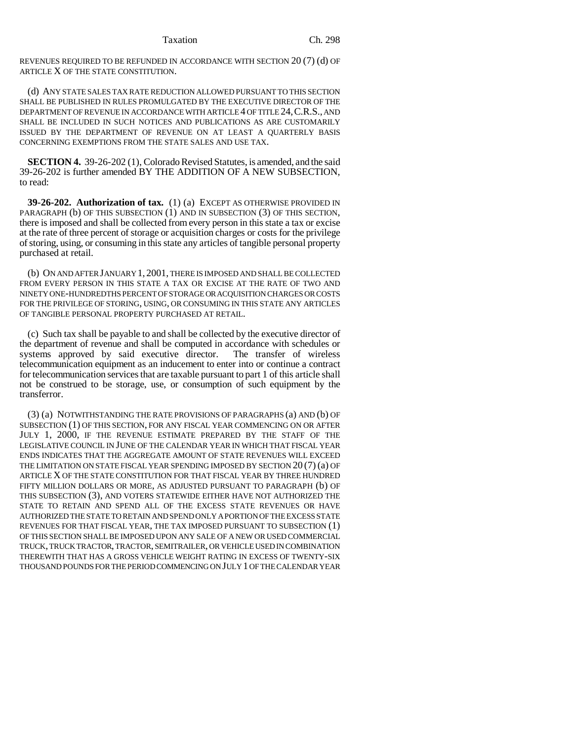REVENUES REQUIRED TO BE REFUNDED IN ACCORDANCE WITH SECTION 20 (7) (d) OF ARTICLE X OF THE STATE CONSTITUTION.

(d) ANY STATE SALES TAX RATE REDUCTION ALLOWED PURSUANT TO THIS SECTION SHALL BE PUBLISHED IN RULES PROMULGATED BY THE EXECUTIVE DIRECTOR OF THE DEPARTMENT OF REVENUE IN ACCORDANCE WITH ARTICLE 4 OF TITLE 24, C.R.S., AND SHALL BE INCLUDED IN SUCH NOTICES AND PUBLICATIONS AS ARE CUSTOMARILY ISSUED BY THE DEPARTMENT OF REVENUE ON AT LEAST A QUARTERLY BASIS CONCERNING EXEMPTIONS FROM THE STATE SALES AND USE TAX.

**SECTION 4.** 39-26-202 (1), Colorado Revised Statutes, is amended, and the said 39-26-202 is further amended BY THE ADDITION OF A NEW SUBSECTION, to read:

**39-26-202. Authorization of tax.** (1) (a) EXCEPT AS OTHERWISE PROVIDED IN PARAGRAPH (b) OF THIS SUBSECTION (1) AND IN SUBSECTION (3) OF THIS SECTION, there is imposed and shall be collected from every person in this state a tax or excise at the rate of three percent of storage or acquisition charges or costs for the privilege of storing, using, or consuming in this state any articles of tangible personal property purchased at retail.

(b) ON AND AFTER JANUARY 1, 2001, THERE IS IMPOSED AND SHALL BE COLLECTED FROM EVERY PERSON IN THIS STATE A TAX OR EXCISE AT THE RATE OF TWO AND NINETY ONE-HUNDREDTHS PERCENT OF STORAGE OR ACQUISITION CHARGES OR COSTS FOR THE PRIVILEGE OF STORING, USING, OR CONSUMING IN THIS STATE ANY ARTICLES OF TANGIBLE PERSONAL PROPERTY PURCHASED AT RETAIL.

(c) Such tax shall be payable to and shall be collected by the executive director of the department of revenue and shall be computed in accordance with schedules or systems approved by said executive director. The transfer of wireless telecommunication equipment as an inducement to enter into or continue a contract for telecommunication services that are taxable pursuant to part 1 of this article shall not be construed to be storage, use, or consumption of such equipment by the transferror.

(3) (a) NOTWITHSTANDING THE RATE PROVISIONS OF PARAGRAPHS (a) AND (b) OF SUBSECTION (1) OF THIS SECTION, FOR ANY FISCAL YEAR COMMENCING ON OR AFTER JULY 1, 2000, IF THE REVENUE ESTIMATE PREPARED BY THE STAFF OF THE LEGISLATIVE COUNCIL IN JUNE OF THE CALENDAR YEAR IN WHICH THAT FISCAL YEAR ENDS INDICATES THAT THE AGGREGATE AMOUNT OF STATE REVENUES WILL EXCEED THE LIMITATION ON STATE FISCAL YEAR SPENDING IMPOSED BY SECTION 20 (7) (a) OF ARTICLE X OF THE STATE CONSTITUTION FOR THAT FISCAL YEAR BY THREE HUNDRED FIFTY MILLION DOLLARS OR MORE, AS ADJUSTED PURSUANT TO PARAGRAPH (b) OF THIS SUBSECTION (3), AND VOTERS STATEWIDE EITHER HAVE NOT AUTHORIZED THE STATE TO RETAIN AND SPEND ALL OF THE EXCESS STATE REVENUES OR HAVE AUTHORIZED THE STATE TO RETAIN AND SPEND ONLY A PORTION OF THE EXCESS STATE REVENUES FOR THAT FISCAL YEAR, THE TAX IMPOSED PURSUANT TO SUBSECTION (1) OF THIS SECTION SHALL BE IMPOSED UPON ANY SALE OF A NEW OR USED COMMERCIAL TRUCK, TRUCK TRACTOR, TRACTOR, SEMITRAILER, OR VEHICLE USED IN COMBINATION THEREWITH THAT HAS A GROSS VEHICLE WEIGHT RATING IN EXCESS OF TWENTY-SIX THOUSAND POUNDS FOR THE PERIOD COMMENCING ON JULY 1 OF THE CALENDAR YEAR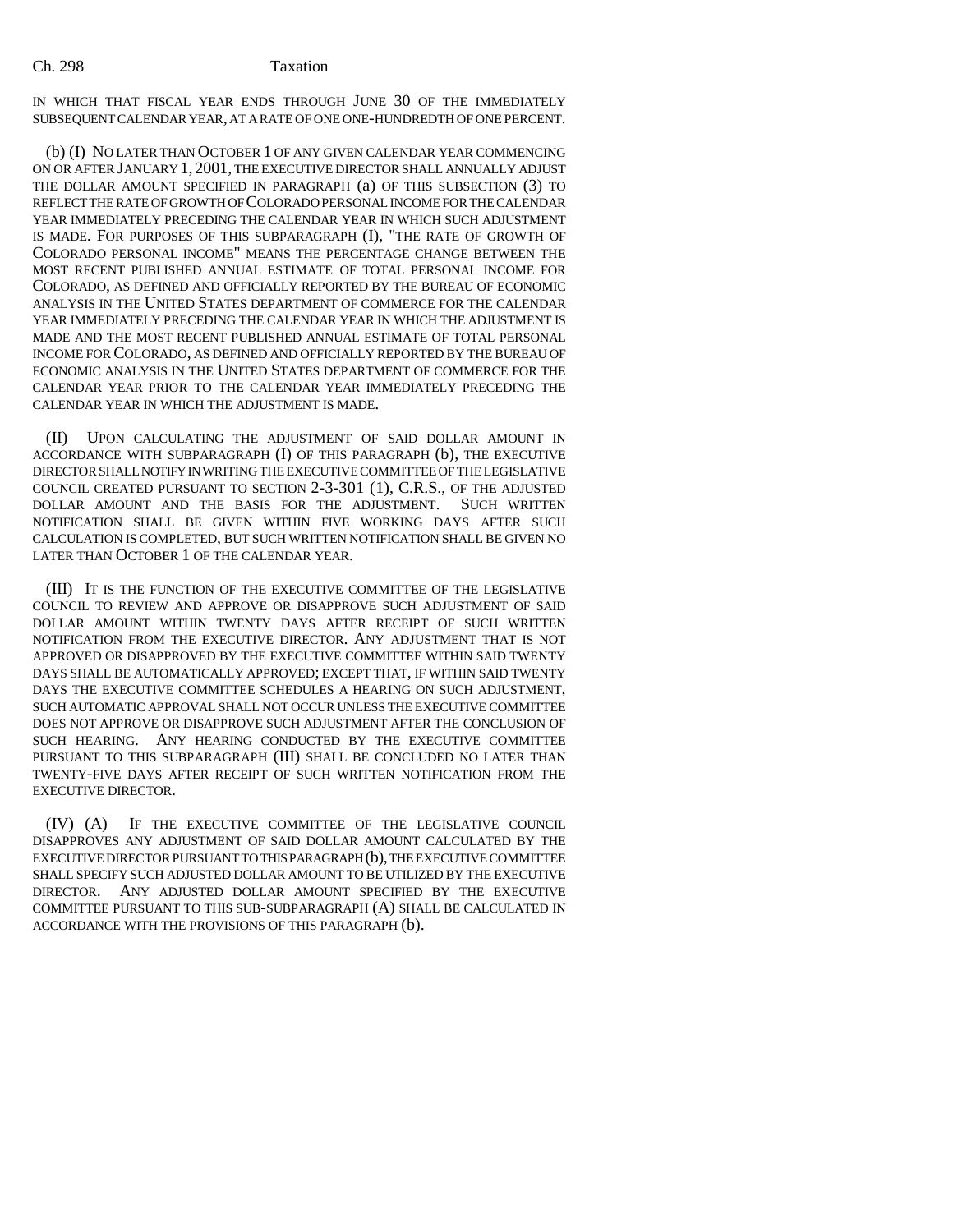IN WHICH THAT FISCAL YEAR ENDS THROUGH JUNE 30 OF THE IMMEDIATELY SUBSEQUENT CALENDAR YEAR, AT A RATE OF ONE ONE-HUNDREDTH OF ONE PERCENT.

(b) (I) NO LATER THAN OCTOBER 1 OF ANY GIVEN CALENDAR YEAR COMMENCING ON OR AFTER JANUARY 1, 2001, THE EXECUTIVE DIRECTOR SHALL ANNUALLY ADJUST THE DOLLAR AMOUNT SPECIFIED IN PARAGRAPH (a) OF THIS SUBSECTION (3) TO REFLECT THE RATE OF GROWTH OF COLORADO PERSONAL INCOME FOR THE CALENDAR YEAR IMMEDIATELY PRECEDING THE CALENDAR YEAR IN WHICH SUCH ADJUSTMENT IS MADE. FOR PURPOSES OF THIS SUBPARAGRAPH (I), "THE RATE OF GROWTH OF COLORADO PERSONAL INCOME" MEANS THE PERCENTAGE CHANGE BETWEEN THE MOST RECENT PUBLISHED ANNUAL ESTIMATE OF TOTAL PERSONAL INCOME FOR COLORADO, AS DEFINED AND OFFICIALLY REPORTED BY THE BUREAU OF ECONOMIC ANALYSIS IN THE UNITED STATES DEPARTMENT OF COMMERCE FOR THE CALENDAR YEAR IMMEDIATELY PRECEDING THE CALENDAR YEAR IN WHICH THE ADJUSTMENT IS MADE AND THE MOST RECENT PUBLISHED ANNUAL ESTIMATE OF TOTAL PERSONAL INCOME FOR COLORADO, AS DEFINED AND OFFICIALLY REPORTED BY THE BUREAU OF ECONOMIC ANALYSIS IN THE UNITED STATES DEPARTMENT OF COMMERCE FOR THE CALENDAR YEAR PRIOR TO THE CALENDAR YEAR IMMEDIATELY PRECEDING THE CALENDAR YEAR IN WHICH THE ADJUSTMENT IS MADE.

(II) UPON CALCULATING THE ADJUSTMENT OF SAID DOLLAR AMOUNT IN ACCORDANCE WITH SUBPARAGRAPH (I) OF THIS PARAGRAPH (b), THE EXECUTIVE DIRECTOR SHALL NOTIFY IN WRITING THE EXECUTIVE COMMITTEE OF THE LEGISLATIVE COUNCIL CREATED PURSUANT TO SECTION 2-3-301 (1), C.R.S., OF THE ADJUSTED DOLLAR AMOUNT AND THE BASIS FOR THE ADJUSTMENT. SUCH WRITTEN NOTIFICATION SHALL BE GIVEN WITHIN FIVE WORKING DAYS AFTER SUCH CALCULATION IS COMPLETED, BUT SUCH WRITTEN NOTIFICATION SHALL BE GIVEN NO LATER THAN OCTOBER 1 OF THE CALENDAR YEAR.

(III) IT IS THE FUNCTION OF THE EXECUTIVE COMMITTEE OF THE LEGISLATIVE COUNCIL TO REVIEW AND APPROVE OR DISAPPROVE SUCH ADJUSTMENT OF SAID DOLLAR AMOUNT WITHIN TWENTY DAYS AFTER RECEIPT OF SUCH WRITTEN NOTIFICATION FROM THE EXECUTIVE DIRECTOR. ANY ADJUSTMENT THAT IS NOT APPROVED OR DISAPPROVED BY THE EXECUTIVE COMMITTEE WITHIN SAID TWENTY DAYS SHALL BE AUTOMATICALLY APPROVED; EXCEPT THAT, IF WITHIN SAID TWENTY DAYS THE EXECUTIVE COMMITTEE SCHEDULES A HEARING ON SUCH ADJUSTMENT, SUCH AUTOMATIC APPROVAL SHALL NOT OCCUR UNLESS THE EXECUTIVE COMMITTEE DOES NOT APPROVE OR DISAPPROVE SUCH ADJUSTMENT AFTER THE CONCLUSION OF SUCH HEARING. ANY HEARING CONDUCTED BY THE EXECUTIVE COMMITTEE PURSUANT TO THIS SUBPARAGRAPH (III) SHALL BE CONCLUDED NO LATER THAN TWENTY-FIVE DAYS AFTER RECEIPT OF SUCH WRITTEN NOTIFICATION FROM THE EXECUTIVE DIRECTOR.

(IV) (A) IF THE EXECUTIVE COMMITTEE OF THE LEGISLATIVE COUNCIL DISAPPROVES ANY ADJUSTMENT OF SAID DOLLAR AMOUNT CALCULATED BY THE EXECUTIVE DIRECTOR PURSUANT TO THIS PARAGRAPH (b), THE EXECUTIVE COMMITTEE SHALL SPECIFY SUCH ADJUSTED DOLLAR AMOUNT TO BE UTILIZED BY THE EXECUTIVE DIRECTOR. ANY ADJUSTED DOLLAR AMOUNT SPECIFIED BY THE EXECUTIVE COMMITTEE PURSUANT TO THIS SUB-SUBPARAGRAPH (A) SHALL BE CALCULATED IN ACCORDANCE WITH THE PROVISIONS OF THIS PARAGRAPH (b).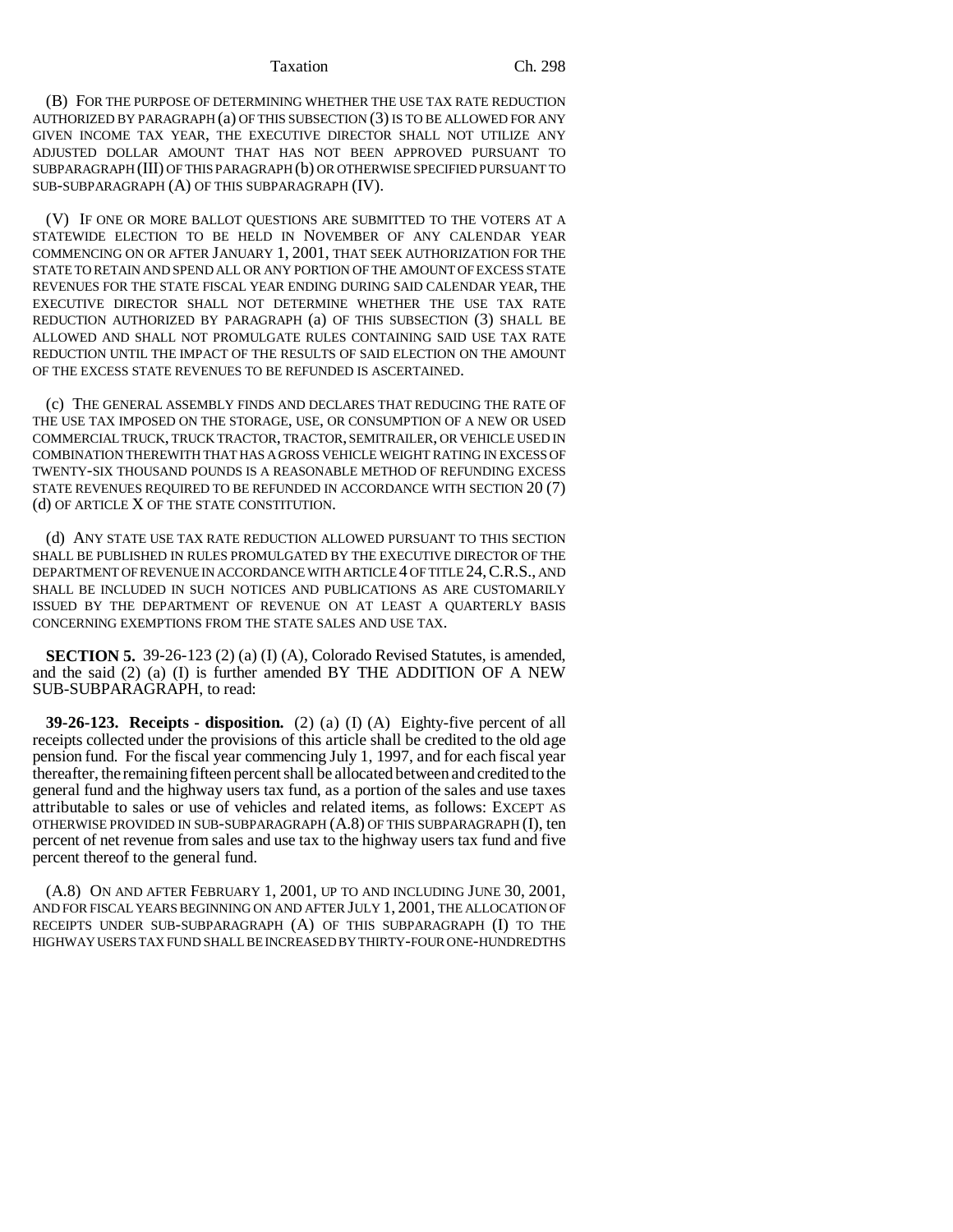(B) FOR THE PURPOSE OF DETERMINING WHETHER THE USE TAX RATE REDUCTION AUTHORIZED BY PARAGRAPH (a) OF THIS SUBSECTION (3) IS TO BE ALLOWED FOR ANY GIVEN INCOME TAX YEAR, THE EXECUTIVE DIRECTOR SHALL NOT UTILIZE ANY ADJUSTED DOLLAR AMOUNT THAT HAS NOT BEEN APPROVED PURSUANT TO SUBPARAGRAPH (III) OF THIS PARAGRAPH (b) OR OTHERWISE SPECIFIED PURSUANT TO SUB-SUBPARAGRAPH (A) OF THIS SUBPARAGRAPH (IV).

(V) IF ONE OR MORE BALLOT QUESTIONS ARE SUBMITTED TO THE VOTERS AT A STATEWIDE ELECTION TO BE HELD IN NOVEMBER OF ANY CALENDAR YEAR COMMENCING ON OR AFTER JANUARY 1, 2001, THAT SEEK AUTHORIZATION FOR THE STATE TO RETAIN AND SPEND ALL OR ANY PORTION OF THE AMOUNT OF EXCESS STATE REVENUES FOR THE STATE FISCAL YEAR ENDING DURING SAID CALENDAR YEAR, THE EXECUTIVE DIRECTOR SHALL NOT DETERMINE WHETHER THE USE TAX RATE REDUCTION AUTHORIZED BY PARAGRAPH (a) OF THIS SUBSECTION (3) SHALL BE ALLOWED AND SHALL NOT PROMULGATE RULES CONTAINING SAID USE TAX RATE REDUCTION UNTIL THE IMPACT OF THE RESULTS OF SAID ELECTION ON THE AMOUNT OF THE EXCESS STATE REVENUES TO BE REFUNDED IS ASCERTAINED.

(c) THE GENERAL ASSEMBLY FINDS AND DECLARES THAT REDUCING THE RATE OF THE USE TAX IMPOSED ON THE STORAGE, USE, OR CONSUMPTION OF A NEW OR USED COMMERCIAL TRUCK, TRUCK TRACTOR, TRACTOR, SEMITRAILER, OR VEHICLE USED IN COMBINATION THEREWITH THAT HAS A GROSS VEHICLE WEIGHT RATING IN EXCESS OF TWENTY-SIX THOUSAND POUNDS IS A REASONABLE METHOD OF REFUNDING EXCESS STATE REVENUES REQUIRED TO BE REFUNDED IN ACCORDANCE WITH SECTION 20 (7) (d) OF ARTICLE X OF THE STATE CONSTITUTION.

(d) ANY STATE USE TAX RATE REDUCTION ALLOWED PURSUANT TO THIS SECTION SHALL BE PUBLISHED IN RULES PROMULGATED BY THE EXECUTIVE DIRECTOR OF THE DEPARTMENT OF REVENUE IN ACCORDANCE WITH ARTICLE 4 OF TITLE 24, C.R.S., AND SHALL BE INCLUDED IN SUCH NOTICES AND PUBLICATIONS AS ARE CUSTOMARILY ISSUED BY THE DEPARTMENT OF REVENUE ON AT LEAST A QUARTERLY BASIS CONCERNING EXEMPTIONS FROM THE STATE SALES AND USE TAX.

**SECTION 5.** 39-26-123 (2) (a) (I) (A), Colorado Revised Statutes, is amended, and the said (2) (a) (I) is further amended BY THE ADDITION OF A NEW SUB-SUBPARAGRAPH, to read:

**39-26-123. Receipts - disposition.** (2) (a) (I) (A) Eighty-five percent of all receipts collected under the provisions of this article shall be credited to the old age pension fund. For the fiscal year commencing July 1, 1997, and for each fiscal year thereafter, the remaining fifteen percent shall be allocated between and credited to the general fund and the highway users tax fund, as a portion of the sales and use taxes attributable to sales or use of vehicles and related items, as follows: EXCEPT AS OTHERWISE PROVIDED IN SUB-SUBPARAGRAPH (A.8) OF THIS SUBPARAGRAPH (I), ten percent of net revenue from sales and use tax to the highway users tax fund and five percent thereof to the general fund.

(A.8) ON AND AFTER FEBRUARY 1, 2001, UP TO AND INCLUDING JUNE 30, 2001, AND FOR FISCAL YEARS BEGINNING ON AND AFTER JULY 1, 2001, THE ALLOCATION OF RECEIPTS UNDER SUB-SUBPARAGRAPH (A) OF THIS SUBPARAGRAPH (I) TO THE HIGHWAY USERS TAX FUND SHALL BE INCREASED BY THIRTY-FOUR ONE-HUNDREDTHS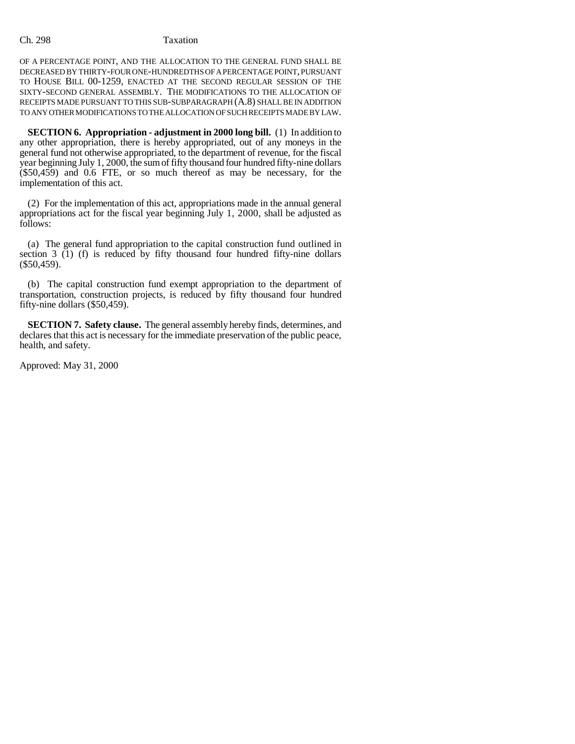OF A PERCENTAGE POINT, AND THE ALLOCATION TO THE GENERAL FUND SHALL BE DECREASED BY THIRTY-FOUR ONE-HUNDREDTHS OF A PERCENTAGE POINT, PURSUANT TO HOUSE BILL 00-1259, ENACTED AT THE SECOND REGULAR SESSION OF THE SIXTY-SECOND GENERAL ASSEMBLY. THE MODIFICATIONS TO THE ALLOCATION OF RECEIPTS MADE PURSUANT TO THIS SUB-SUBPARAGRAPH (A.8) SHALL BE IN ADDITION TO ANY OTHER MODIFICATIONS TO THE ALLOCATION OF SUCH RECEIPTS MADE BY LAW.

**SECTION 6. Appropriation - adjustment in 2000 long bill.** (1) In addition to any other appropriation, there is hereby appropriated, out of any moneys in the general fund not otherwise appropriated, to the department of revenue, for the fiscal year beginning July 1, 2000, the sum of fifty thousand four hundred fifty-nine dollars ($50,459) and 0.6 FTE, or so much thereof as may be necessary, for the implementation of this act.

(2) For the implementation of this act, appropriations made in the annual general appropriations act for the fiscal year beginning July 1, 2000, shall be adjusted as follows:

(a) The general fund appropriation to the capital construction fund outlined in section 3 (1) (f) is reduced by fifty thousand four hundred fifty-nine dollars ($50,459).

(b) The capital construction fund exempt appropriation to the department of transportation, construction projects, is reduced by fifty thousand four hundred fifty-nine dollars ($50,459).

**SECTION 7. Safety clause.** The general assembly hereby finds, determines, and declares that this act is necessary for the immediate preservation of the public peace, health, and safety.

Approved: May 31, 2000